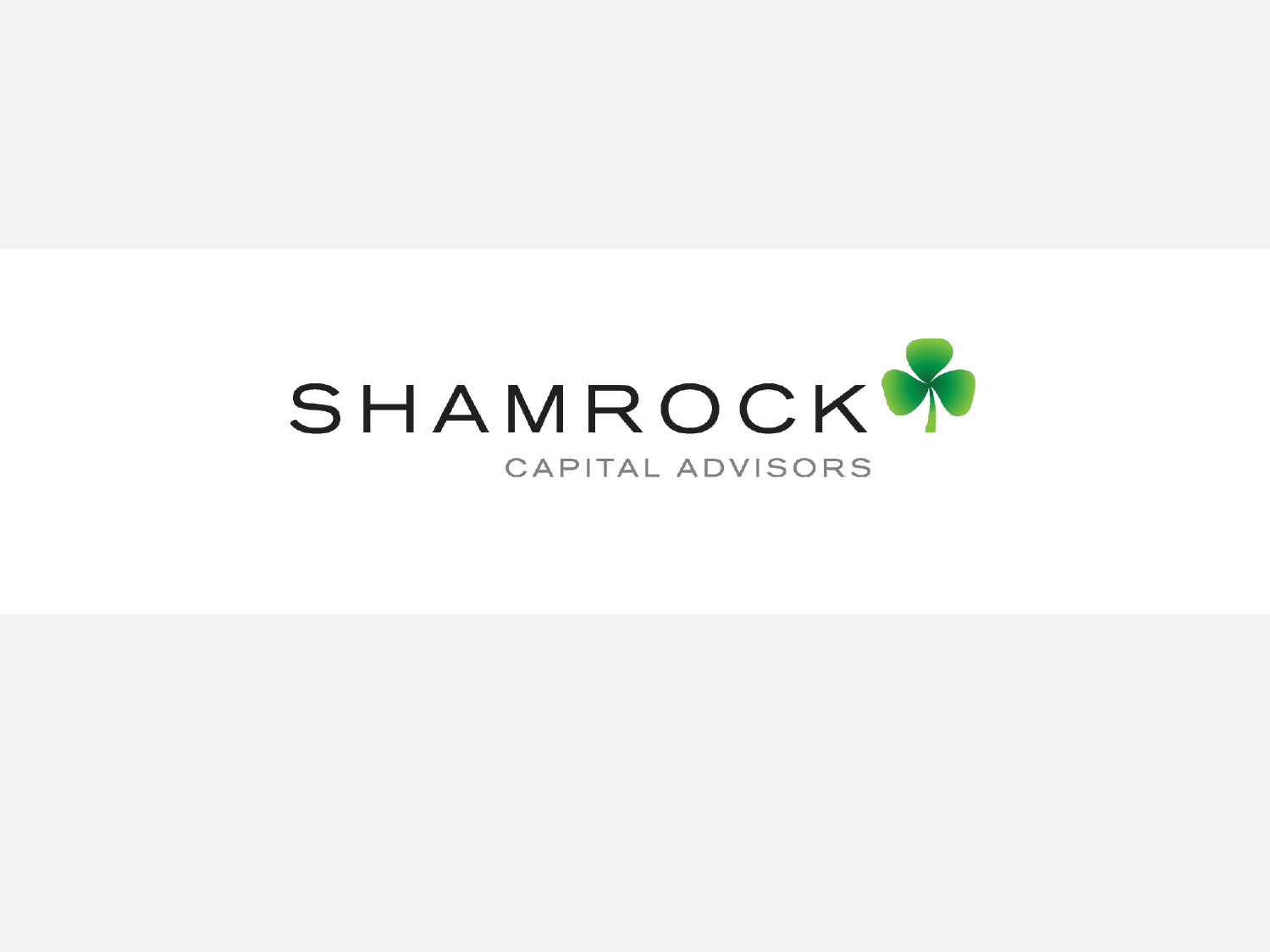# SHAMROCK

CAPITAL ADVISORS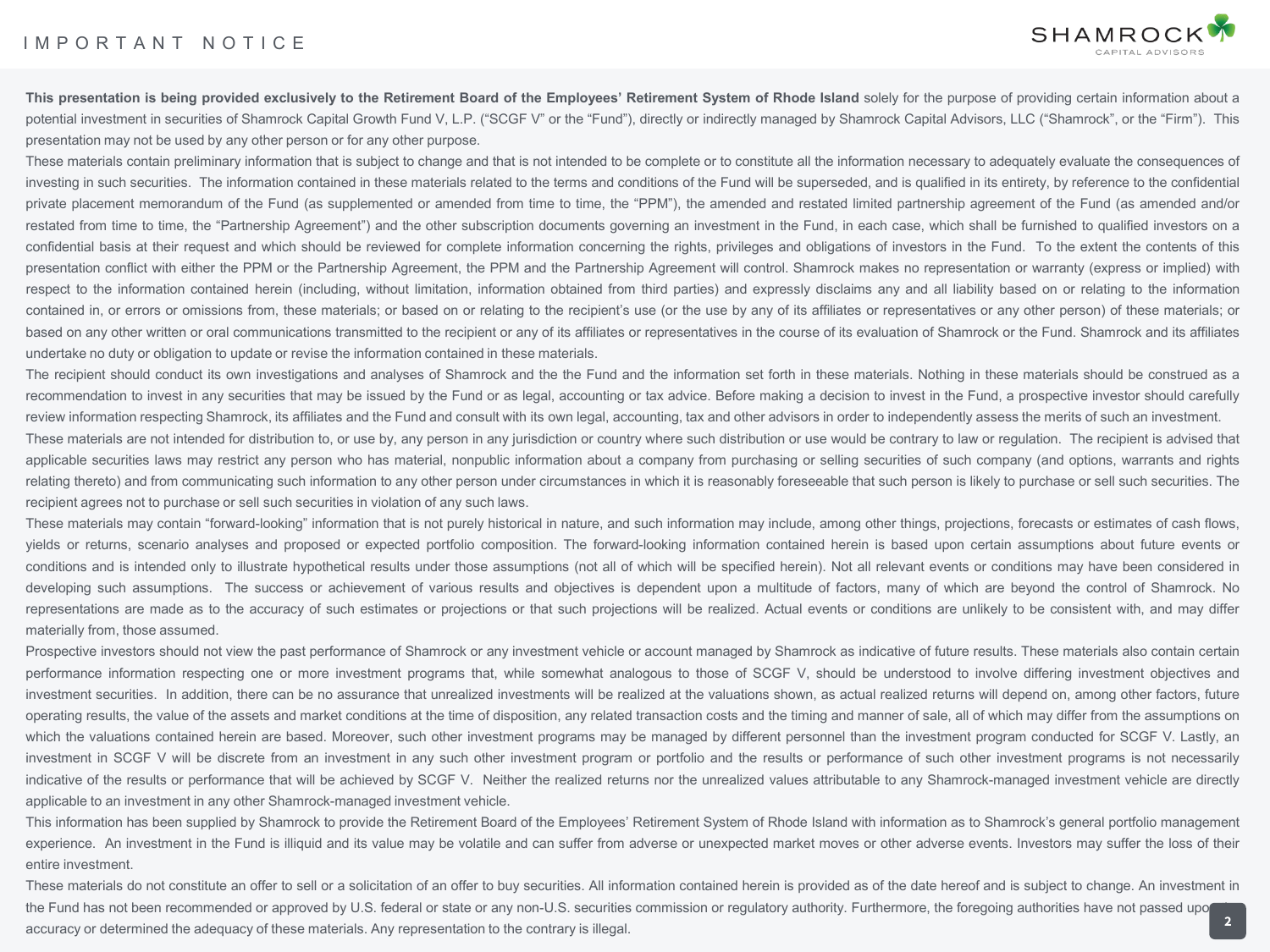# IMPORTANT NOTICE

**This presentation is being provided exclusively to the Retirement Board of the Employees' Retirement System of Rhode Island** solely for the purpose of providing certain information about a potential investment in securities of Shamrock Capital Growth Fund V, L.P. ("SCGF V" or the "Fund"), directly or indirectly managed by Shamrock Capital Advisors, LLC ("Shamrock", or the "Firm"). This presentation may not be used by any other person or for any other purpose.

These materials contain preliminary information that is subject to change and that is not intended to be complete or to constitute all the information necessary to adequately evaluate the consequences of investing in such securities. The information contained in these materials related to the terms and conditions of the Fund will be superseded, and is qualified in its entirety, by reference to the confidential private placement memorandum of the Fund (as supplemented or amended from time to time, the "PPM"), the amended and restated limited partnership agreement of the Fund (as amended and/or restated from time to time, the "Partnership Agreement") and the other subscription documents governing an investment in the Fund, in each case, which shall be furnished to qualified investors on a confidential basis at their request and which should be reviewed for complete information concerning the rights, privileges and obligations of investors in the Fund. To the extent the contents of this presentation conflict with either the PPM or the Partnership Agreement, the PPM and the Partnership Agreement will control. Shamrock makes no representation or warranty (express or implied) with respect to the information contained herein (including, without limitation, information obtained from third parties) and expressly disclaims any and all liability based on or relating to the information contained in, or errors or omissions from, these materials; or based on or relating to the recipient's use (or the use by any of its affiliates or representatives or any other person) of these materials; or based on any other written or oral communications transmitted to the recipient or any of its affiliates or representatives in the course of its evaluation of Shamrock or the Fund. Shamrock and its affiliates undertake no duty or obligation to update or revise the information contained in these materials.

The recipient should conduct its own investigations and analyses of Shamrock and the the Fund and the information set forth in these materials. Nothing in these materials should be construed as a recommendation to invest in any securities that may be issued by the Fund or as legal, accounting or tax advice. Before making a decision to invest in the Fund, a prospective investor should carefully review information respecting Shamrock, its affiliates and the Fund and consult with its own legal, accounting, tax and other advisors in order to independently assess the merits of such an investment.

These materials are not intended for distribution to, or use by, any person in any jurisdiction or country where such distribution or use would be contrary to law or regulation. The recipient is advised that applicable securities laws may restrict any person who has material, nonpublic information about a company from purchasing or selling securities of such company (and options, warrants and rights relating thereto) and from communicating such information to any other person under circumstances in which it is reasonably foreseeable that such person is likely to purchase or sell such securities. The recipient agrees not to purchase or sell such securities in violation of any such laws.

These materials may contain "forward-looking" information that is not purely historical in nature, and such information may include, among other things, projections, forecasts or estimates of cash flows, yields or returns, scenario analyses and proposed or expected portfolio composition. The forward-looking information contained herein is based upon certain assumptions about future events or conditions and is intended only to illustrate hypothetical results under those assumptions (not all of which will be specified herein). Not all relevant events or conditions may have been considered in developing such assumptions. The success or achievement of various results and objectives is dependent upon a multitude of factors, many of which are beyond the control of Shamrock. No representations are made as to the accuracy of such estimates or projections or that such projections will be realized. Actual events or conditions are unlikely to be consistent with, and may differ materially from, those assumed.

Prospective investors should not view the past performance of Shamrock or any investment vehicle or account managed by Shamrock as indicative of future results. These materials also contain certain performance information respecting one or more investment programs that, while somewhat analogous to those of SCGF V, should be understood to involve differing investment objectives and investment securities. In addition, there can be no assurance that unrealized investments will be realized at the valuations shown, as actual realized returns will depend on, among other factors, future operating results, the value of the assets and market conditions at the time of disposition, any related transaction costs and the timing and manner of sale, all of which may differ from the assumptions on which the valuations contained herein are based. Moreover, such other investment programs may be managed by different personnel than the investment program conducted for SCGF V. Lastly, an investment in SCGF V will be discrete from an investment in any such other investment program or portfolio and the results or performance of such other investment programs is not necessarily indicative of the results or performance that will be achieved by SCGF V. Neither the realized returns nor the unrealized values attributable to any Shamrock-managed investment vehicle are directly applicable to an investment in any other Shamrock-managed investment vehicle.

This information has been supplied by Shamrock to provide the Retirement Board of the Employees' Retirement System of Rhode Island with information as to Shamrock's general portfolio management experience. An investment in the Fund is illiquid and its value may be volatile and can suffer from adverse or unexpected market moves or other adverse events. Investors may suffer the loss of their entire investment.

These materials do not constitute an offer to sell or a solicitation of an offer to buy securities. All information contained herein is provided as of the date hereof and is subject to change. An investment in the Fund has not been recommended or approved by U.S. federal or state or any non-U.S. securities commission or regulatory authority. Furthermore, the foregoing authorities have not passed upon the accuracy or determined the adequacy of these materials. Any representation to the contrary is illegal.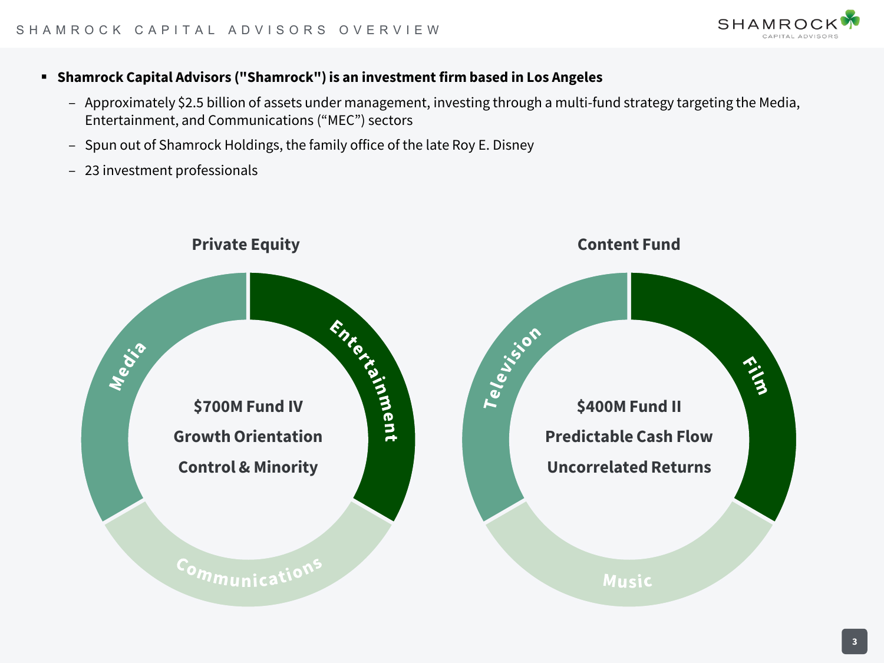# SHAMROCK CAPITAL ADVISORS OVERVIEW

- **Shamrock Capital Advisors ("Shamrock") is an investment firm based in Los Angeles**
  - Approximately $2.5 billion of assets under management, investing through a multi-fund strategy targeting the Media, Entertainment, and Communications (“MEC”) sectors
  - Spun out of Shamrock Holdings, the family office of the late Roy E. Disney
  - 23 investment professionals

## Private Equity

Media | Entertainment | Communications

**$700M Fund IV**

**Growth Orientation**

**Control & Minority**

## Content Fund

Television | Film | Music

**$400M Fund II**

**Predictable Cash Flow**

**Uncorrelated Returns**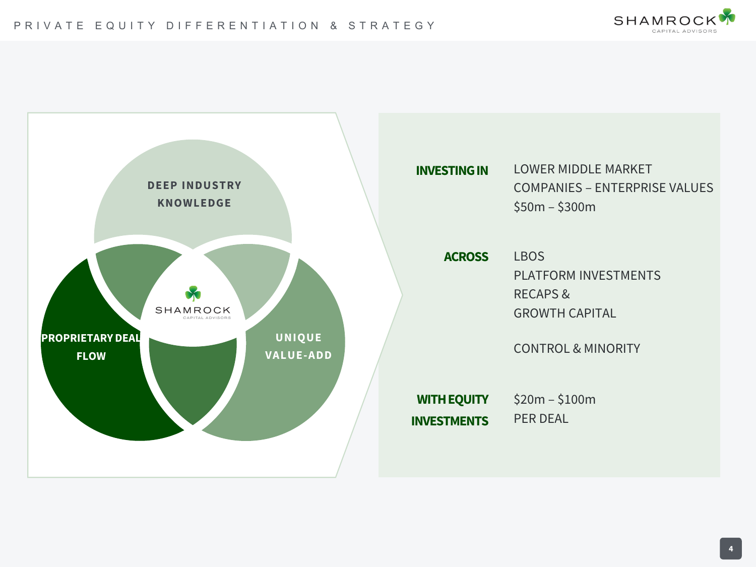# PRIVATE EQUITY DIFFERENTIATION & STRATEGY

DEEP INDUSTRY KNOWLEDGE

PROPRIETARY DEAL FLOW

UNIQUE VALUE-ADD

SHAMROCK CAPITAL ADVISORS

**INVESTING IN** LOWER MIDDLE MARKET COMPANIES – ENTERPRISE VALUES $50m – $300m

**ACROSS** LBOS
PLATFORM INVESTMENTS
RECAPS &
GROWTH CAPITAL

CONTROL & MINORITY

**WITH EQUITY INVESTMENTS** $20m – $100m PER DEAL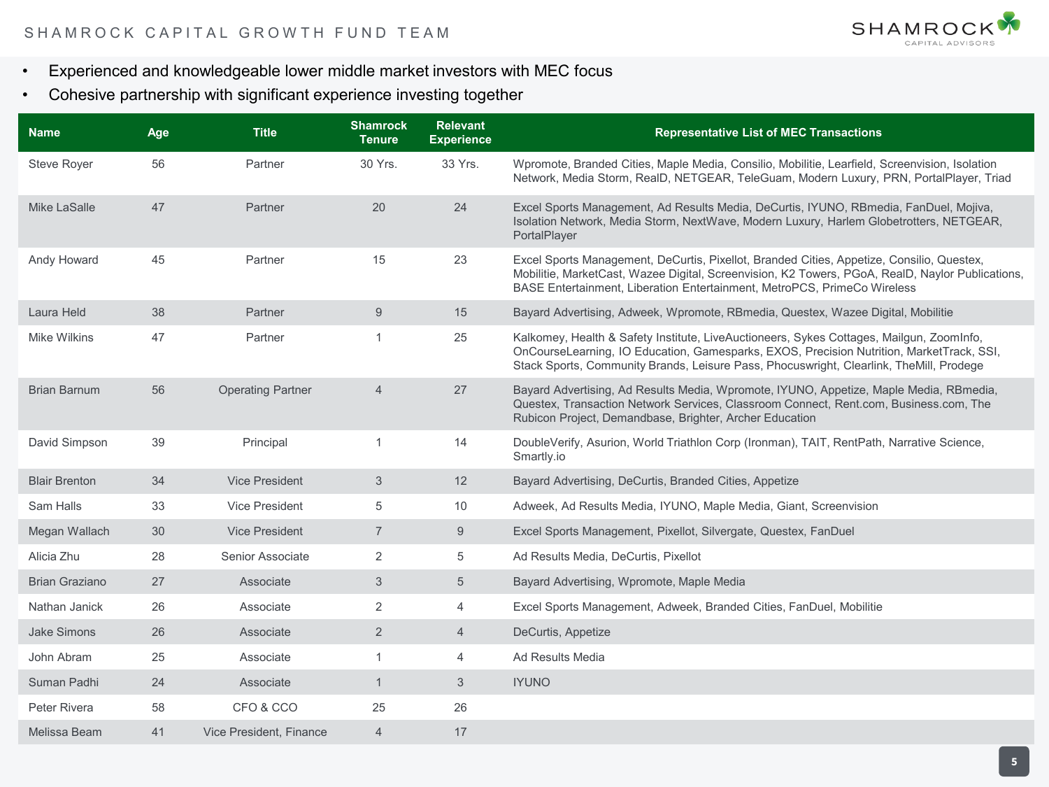# SHAMROCK CAPITAL GROWTH FUND TEAM

- Experienced and knowledgeable lower middle market investors with MEC focus
- Cohesive partnership with significant experience investing together

| Name | Age | Title | Shamrock Tenure | Relevant Experience | Representative List of MEC Transactions |
|---|---|---|---|---|---|
| Steve Royer | 56 | Partner | 30 Yrs. | 33 Yrs. | Wpromote, Branded Cities, Maple Media, Consilio, Mobilitie, Learfield, Screenvision, Isolation Network, Media Storm, RealD, NETGEAR, TeleGuam, Modern Luxury, PRN, PortalPlayer, Triad |
| Mike LaSalle | 47 | Partner | 20 | 24 | Excel Sports Management, Ad Results Media, DeCurtis, IYUNO, RBmedia, FanDuel, Mojiva, Isolation Network, Media Storm, NextWave, Modern Luxury, Harlem Globetrotters, NETGEAR, PortalPlayer |
| Andy Howard | 45 | Partner | 15 | 23 | Excel Sports Management, DeCurtis, Pixellot, Branded Cities, Appetize, Consilio, Questex, Mobilitie, MarketCast, Wazee Digital, Screenvision, K2 Towers, PGoA, RealD, Naylor Publications, BASE Entertainment, Liberation Entertainment, MetroPCS, PrimeCo Wireless |
| Laura Held | 38 | Partner | 9 | 15 | Bayard Advertising, Adweek, Wpromote, RBmedia, Questex, Wazee Digital, Mobilitie |
| Mike Wilkins | 47 | Partner | 1 | 25 | Kalkomey, Health & Safety Institute, LiveAuctioneers, Sykes Cottages, Mailgun, ZoomInfo, OnCourseLearning, IO Education, Gamesparks, EXOS, Precision Nutrition, MarketTrack, SSI, Stack Sports, Community Brands, Leisure Pass, Phocuswright, Clearlink, TheMill, Prodege |
| Brian Barnum | 56 | Operating Partner | 4 | 27 | Bayard Advertising, Ad Results Media, Wpromote, IYUNO, Appetize, Maple Media, RBmedia, Questex, Transaction Network Services, Classroom Connect, Rent.com, Business.com, The Rubicon Project, Demandbase, Brighter, Archer Education |
| David Simpson | 39 | Principal | 1 | 14 | DoubleVerify, Asurion, World Triathlon Corp (Ironman), TAIT, RentPath, Narrative Science, Smartly.io |
| Blair Brenton | 34 | Vice President | 3 | 12 | Bayard Advertising, DeCurtis, Branded Cities, Appetize |
| Sam Halls | 33 | Vice President | 5 | 10 | Adweek, Ad Results Media, IYUNO, Maple Media, Giant, Screenvision |
| Megan Wallach | 30 | Vice President | 7 | 9 | Excel Sports Management, Pixellot, Silvergate, Questex, FanDuel |
| Alicia Zhu | 28 | Senior Associate | 2 | 5 | Ad Results Media, DeCurtis, Pixellot |
| Brian Graziano | 27 | Associate | 3 | 5 | Bayard Advertising, Wpromote, Maple Media |
| Nathan Janick | 26 | Associate | 2 | 4 | Excel Sports Management, Adweek, Branded Cities, FanDuel, Mobilitie |
| Jake Simons | 26 | Associate | 2 | 4 | DeCurtis, Appetize |
| John Abram | 25 | Associate | 1 | 4 | Ad Results Media |
| Suman Padhi | 24 | Associate | 1 | 3 | IYUNO |
| Peter Rivera | 58 | CFO & CCO | 25 | 26 | |
| Melissa Beam | 41 | Vice President, Finance | 4 | 17 | |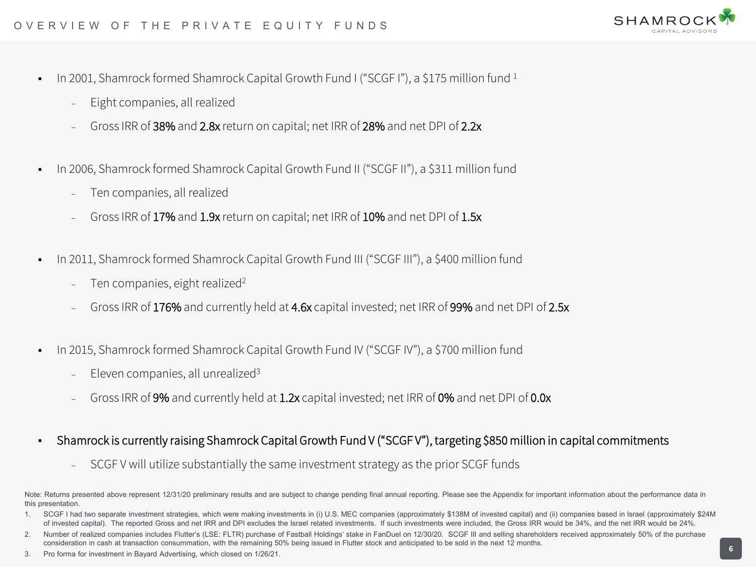# OVERVIEW OF THE PRIVATE EQUITY FUNDS

- In 2001, Shamrock formed Shamrock Capital Growth Fund I ("SCGF I"), a $175 million fund [1]
  - Eight companies, all realized
  - Gross IRR of **38%** and **2.8x** return on capital; net IRR of **28%** and net DPI of **2.2x**

- In 2006, Shamrock formed Shamrock Capital Growth Fund II ("SCGF II"), a $311 million fund
  - Ten companies, all realized
  - Gross IRR of **17%** and **1.9x** return on capital; net IRR of **10%** and net DPI of **1.5x**

- In 2011, Shamrock formed Shamrock Capital Growth Fund III ("SCGF III"), a $400 million fund
  - Ten companies, eight realized[2]
  - Gross IRR of **176%** and currently held at **4.6x** capital invested; net IRR of **99%** and net DPI of **2.5x**

- In 2015, Shamrock formed Shamrock Capital Growth Fund IV ("SCGF IV"), a $700 million fund
  - Eleven companies, all unrealized[3]
  - Gross IRR of **9%** and currently held at **1.2x** capital invested; net IRR of **0%** and net DPI of **0.0x**

- **Shamrock is currently raising Shamrock Capital Growth Fund V ("SCGF V"), targeting $850 million in capital commitments**
  - SCGF V will utilize substantially the same investment strategy as the prior SCGF funds

Note: Returns presented above represent 12/31/20 preliminary results and are subject to change pending final annual reporting. Please see the Appendix for important information about the performance data in this presentation.

1. SCGF I had two separate investment strategies, which were making investments in (i) U.S. MEC companies (approximately $138M of invested capital) and (ii) companies based in Israel (approximately $24M of invested capital). The reported Gross and net IRR and DPI excludes the Israel related investments. If such investments were included, the Gross IRR would be 34%, and the net IRR would be 24%.
2. Number of realized companies includes Flutter's (LSE: FLTR) purchase of Fastball Holdings' stake in FanDuel on 12/30/20. SCGF III and selling shareholders received approximately 50% of the purchase consideration in cash at transaction consummation, with the remaining 50% being issued in Flutter stock and anticipated to be sold in the next 12 months.
3. Pro forma for investment in Bayard Advertising, which closed on 1/26/21.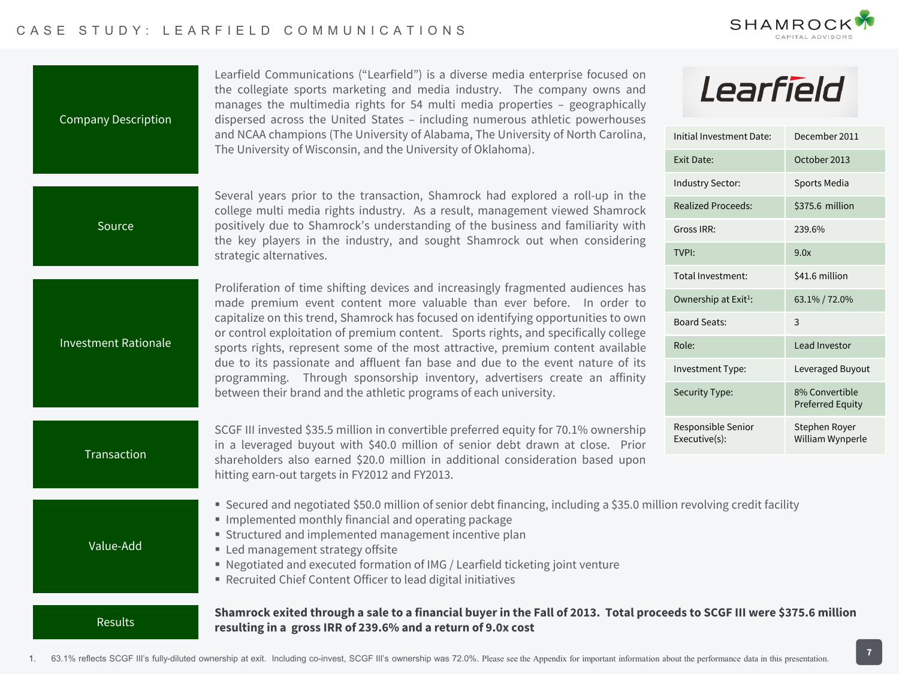# CASE STUDY: LEARFIELD COMMUNICATIONS

## Company Description

Learfield Communications ("Learfield") is a diverse media enterprise focused on the collegiate sports marketing and media industry. The company owns and manages the multimedia rights for 54 multi media properties – geographically dispersed across the United States – including numerous athletic powerhouses and NCAA champions (The University of Alabama, The University of North Carolina, The University of Wisconsin, and the University of Oklahoma).

## Source

Several years prior to the transaction, Shamrock had explored a roll-up in the college multi media rights industry. As a result, management viewed Shamrock positively due to Shamrock's understanding of the business and familiarity with the key players in the industry, and sought Shamrock out when considering strategic alternatives.

## Investment Rationale

Proliferation of time shifting devices and increasingly fragmented audiences has made premium event content more valuable than ever before. In order to capitalize on this trend, Shamrock has focused on identifying opportunities to own or control exploitation of premium content. Sports rights, and specifically college sports rights, represent some of the most attractive, premium content available due to its passionate and affluent fan base and due to the event nature of its programming. Through sponsorship inventory, advertisers create an affinity between their brand and the athletic programs of each university.

## Transaction

SCGF III invested $35.5 million in convertible preferred equity for 70.1% ownership in a leveraged buyout with $40.0 million of senior debt drawn at close. Prior shareholders also earned $20.0 million in additional consideration based upon hitting earn-out targets in FY2012 and FY2013.

| | |
|---|---|
| Initial Investment Date: | December 2011 |
| Exit Date: | October 2013 |
| Industry Sector: | Sports Media |
| Realized Proceeds: | $375.6 million |
| Gross IRR: | 239.6% |
| TVPI: | 9.0x |
| Total Investment: | $41.6 million |
| Ownership at Exit[1]: | 63.1% / 72.0% |
| Board Seats: | 3 |
| Role: | Lead Investor |
| Investment Type: | Leveraged Buyout |
| Security Type: | 8% Convertible Preferred Equity |
| Responsible Senior Executive(s): | Stephen Royer William Wynperle |

## Value-Add

- Secured and negotiated $50.0 million of senior debt financing, including a $35.0 million revolving credit facility
- Implemented monthly financial and operating package
- Structured and implemented management incentive plan
- Led management strategy offsite
- Negotiated and executed formation of IMG / Learfield ticketing joint venture
- Recruited Chief Content Officer to lead digital initiatives

## Results

**Shamrock exited through a sale to a financial buyer in the Fall of 2013. Total proceeds to SCGF III were $375.6 million resulting in a gross IRR of 239.6% and a return of 9.0x cost**

1. 63.1% reflects SCGF III's fully-diluted ownership at exit. Including co-invest, SCGF III's ownership was 72.0%. Please see the Appendix for important information about the performance data in this presentation.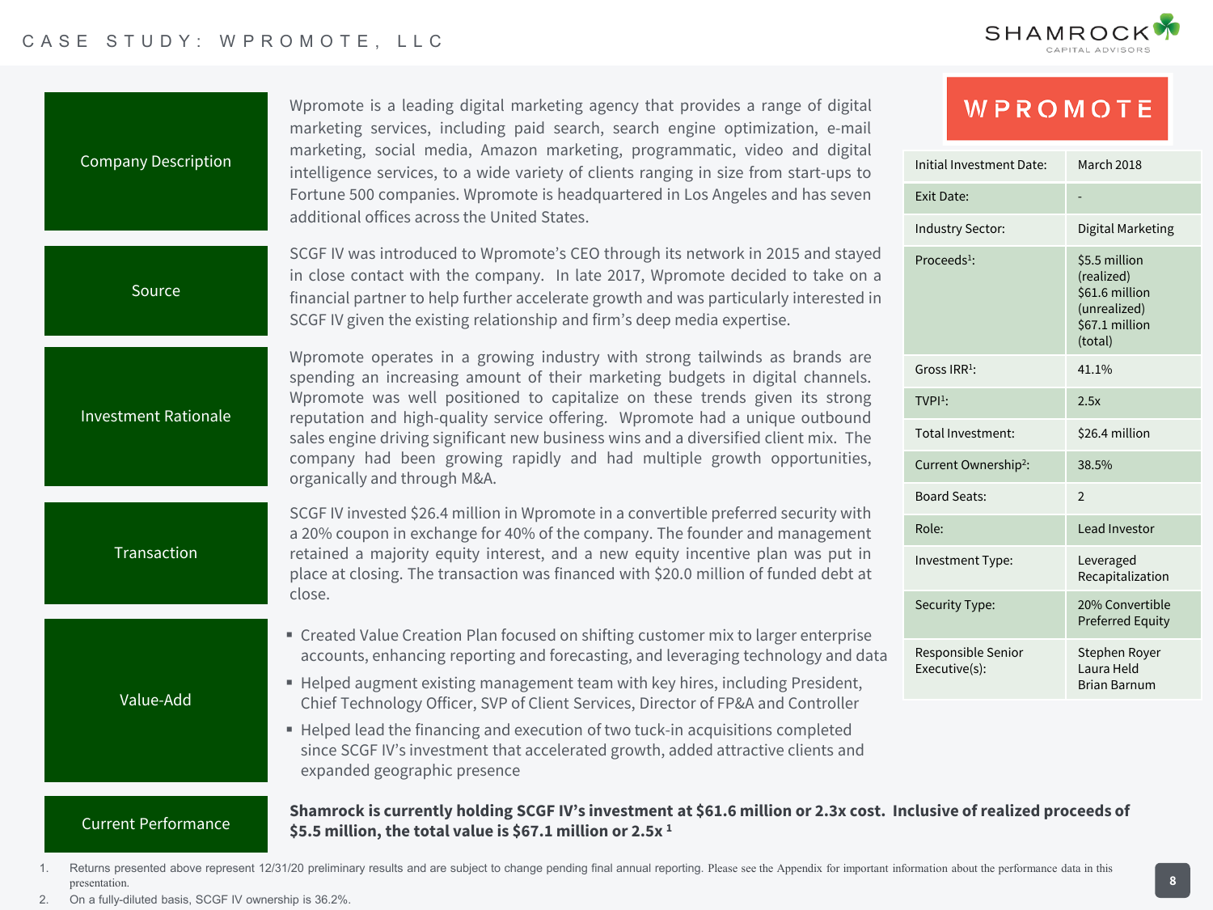# CASE STUDY: WPROMOTE, LLC

## Company Description

Wpromote is a leading digital marketing agency that provides a range of digital marketing services, including paid search, search engine optimization, e-mail marketing, social media, Amazon marketing, programmatic, video and digital intelligence services, to a wide variety of clients ranging in size from start-ups to Fortune 500 companies. Wpromote is headquartered in Los Angeles and has seven additional offices across the United States.

## Source

SCGF IV was introduced to Wpromote's CEO through its network in 2015 and stayed in close contact with the company. In late 2017, Wpromote decided to take on a financial partner to help further accelerate growth and was particularly interested in SCGF IV given the existing relationship and firm's deep media expertise.

## Investment Rationale

Wpromote operates in a growing industry with strong tailwinds as brands are spending an increasing amount of their marketing budgets in digital channels. Wpromote was well positioned to capitalize on these trends given its strong reputation and high-quality service offering. Wpromote had a unique outbound sales engine driving significant new business wins and a diversified client mix. The company had been growing rapidly and had multiple growth opportunities, organically and through M&A.

## Transaction

SCGF IV invested $26.4 million in Wpromote in a convertible preferred security with a 20% coupon in exchange for 40% of the company. The founder and management retained a majority equity interest, and a new equity incentive plan was put in place at closing. The transaction was financed with $20.0 million of funded debt at close.

## Value-Add

- Created Value Creation Plan focused on shifting customer mix to larger enterprise accounts, enhancing reporting and forecasting, and leveraging technology and data
- Helped augment existing management team with key hires, including President, Chief Technology Officer, SVP of Client Services, Director of FP&A and Controller
- Helped lead the financing and execution of two tuck-in acquisitions completed since SCGF IV's investment that accelerated growth, added attractive clients and expanded geographic presence

## Current Performance

**Shamrock is currently holding SCGF IV's investment at $61.6 million or 2.3x cost. Inclusive of realized proceeds of $5.5 million, the total value is $67.1 million or 2.5x [1]**

**WPROMOTE**

| | |
|---|---|
| Initial Investment Date: | March 2018 |
| Exit Date: | - |
| Industry Sector: | Digital Marketing |
| Proceeds[1]: | $5.5 million (realized) $61.6 million (unrealized) $67.1 million (total) |
| Gross IRR[1]: | 41.1% |
| TVPI[1]: | 2.5x |
| Total Investment: | $26.4 million |
| Current Ownership[2]: | 38.5% |
| Board Seats: | 2 |
| Role: | Lead Investor |
| Investment Type: | Leveraged Recapitalization |
| Security Type: | 20% Convertible Preferred Equity |
| Responsible Senior Executive(s): | Stephen Royer Laura Held Brian Barnum |

1. Returns presented above represent 12/31/20 preliminary results and are subject to change pending final annual reporting. Please see the Appendix for important information about the performance data in this presentation.
2. On a fully-diluted basis, SCGF IV ownership is 36.2%.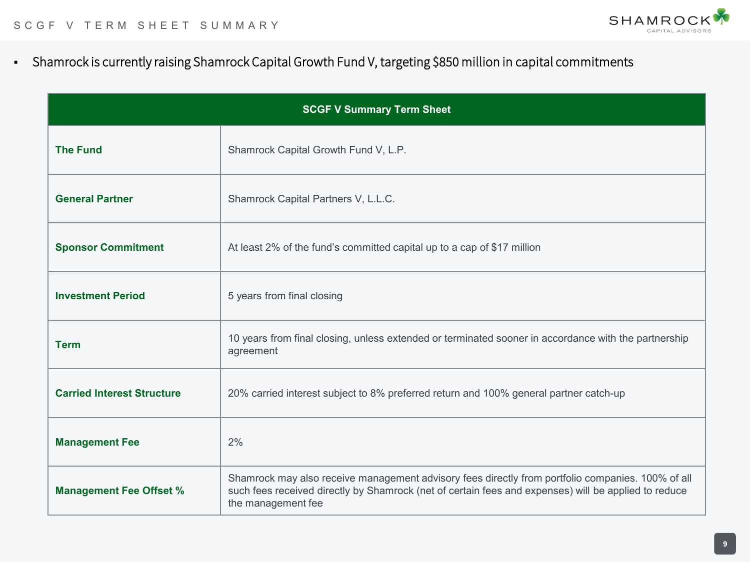# SCGF V TERM SHEET SUMMARY

- Shamrock is currently raising Shamrock Capital Growth Fund V, targeting $850 million in capital commitments

| SCGF V Summary Term Sheet | |
|---|---|
| **The Fund** | Shamrock Capital Growth Fund V, L.P. |
| **General Partner** | Shamrock Capital Partners V, L.L.C. |
| **Sponsor Commitment** | At least 2% of the fund's committed capital up to a cap of $17 million |
| **Investment Period** | 5 years from final closing |
| **Term** | 10 years from final closing, unless extended or terminated sooner in accordance with the partnership agreement |
| **Carried Interest Structure** | 20% carried interest subject to 8% preferred return and 100% general partner catch-up |
| **Management Fee** | 2% |
| **Management Fee Offset %** | Shamrock may also receive management advisory fees directly from portfolio companies. 100% of all such fees received directly by Shamrock (net of certain fees and expenses) will be applied to reduce the management fee |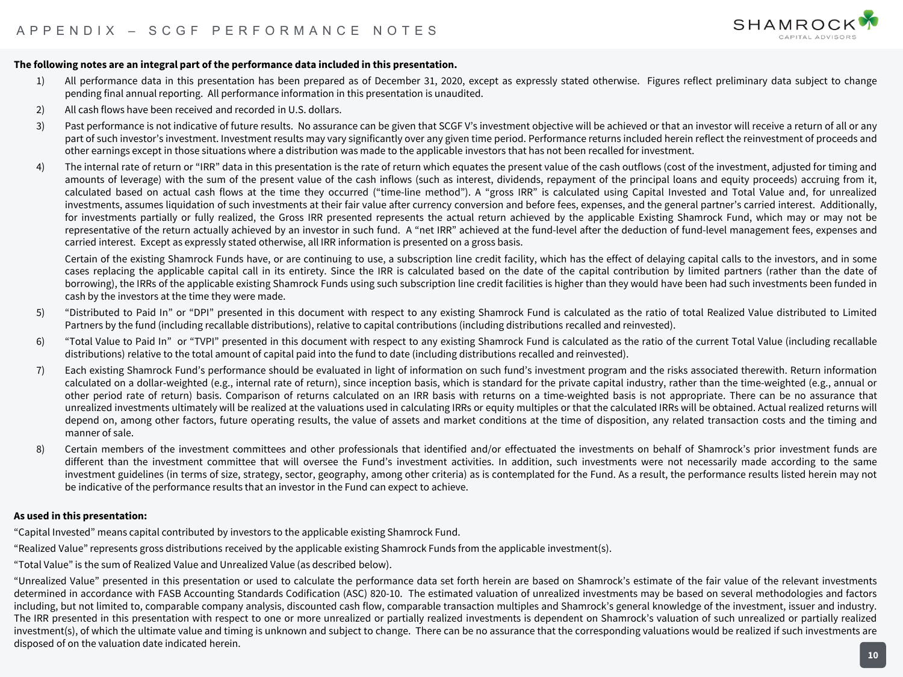# APPENDIX – SCGF PERFORMANCE NOTES

**The following notes are an integral part of the performance data included in this presentation.**

1) All performance data in this presentation has been prepared as of December 31, 2020, except as expressly stated otherwise. Figures reflect preliminary data subject to change pending final annual reporting. All performance information in this presentation is unaudited.

2) All cash flows have been received and recorded in U.S. dollars.

3) Past performance is not indicative of future results. No assurance can be given that SCGF V's investment objective will be achieved or that an investor will receive a return of all or any part of such investor's investment. Investment results may vary significantly over any given time period. Performance returns included herein reflect the reinvestment of proceeds and other earnings except in those situations where a distribution was made to the applicable investors that has not been recalled for investment.

4) The internal rate of return or "IRR" data in this presentation is the rate of return which equates the present value of the cash outflows (cost of the investment, adjusted for timing and amounts of leverage) with the sum of the present value of the cash inflows (such as interest, dividends, repayment of the principal loans and equity proceeds) accruing from it, calculated based on actual cash flows at the time they occurred ("time-line method"). A "gross IRR" is calculated using Capital Invested and Total Value and, for unrealized investments, assumes liquidation of such investments at their fair value after currency conversion and before fees, expenses, and the general partner's carried interest. Additionally, for investments partially or fully realized, the Gross IRR presented represents the actual return achieved by the applicable Existing Shamrock Fund, which may or may not be representative of the return actually achieved by an investor in such fund. A "net IRR" achieved at the fund-level after the deduction of fund-level management fees, expenses and carried interest. Except as expressly stated otherwise, all IRR information is presented on a gross basis.

   Certain of the existing Shamrock Funds have, or are continuing to use, a subscription line credit facility, which has the effect of delaying capital calls to the investors, and in some cases replacing the applicable capital call in its entirety. Since the IRR is calculated based on the date of the capital contribution by limited partners (rather than the date of borrowing), the IRRs of the applicable existing Shamrock Funds using such subscription line credit facilities is higher than they would have been had such investments been funded in cash by the investors at the time they were made.

5) "Distributed to Paid In" or "DPI" presented in this document with respect to any existing Shamrock Fund is calculated as the ratio of total Realized Value distributed to Limited Partners by the fund (including recallable distributions), relative to capital contributions (including distributions recalled and reinvested).

6) "Total Value to Paid In" or "TVPI" presented in this document with respect to any existing Shamrock Fund is calculated as the ratio of the current Total Value (including recallable distributions) relative to the total amount of capital paid into the fund to date (including distributions recalled and reinvested).

7) Each existing Shamrock Fund's performance should be evaluated in light of information on such fund's investment program and the risks associated therewith. Return information calculated on a dollar-weighted (e.g., internal rate of return), since inception basis, which is standard for the private capital industry, rather than the time-weighted (e.g., annual or other period rate of return) basis. Comparison of returns calculated on an IRR basis with returns on a time-weighted basis is not appropriate. There can be no assurance that unrealized investments ultimately will be realized at the valuations used in calculating IRRs or equity multiples or that the calculated IRRs will be obtained. Actual realized returns will depend on, among other factors, future operating results, the value of assets and market conditions at the time of disposition, any related transaction costs and the timing and manner of sale.

8) Certain members of the investment committees and other professionals that identified and/or effectuated the investments on behalf of Shamrock's prior investment funds are different than the investment committee that will oversee the Fund's investment activities. In addition, such investments were not necessarily made according to the same investment guidelines (in terms of size, strategy, sector, geography, among other criteria) as is contemplated for the Fund. As a result, the performance results listed herein may not be indicative of the performance results that an investor in the Fund can expect to achieve.

**As used in this presentation:**

"Capital Invested" means capital contributed by investors to the applicable existing Shamrock Fund.

"Realized Value" represents gross distributions received by the applicable existing Shamrock Funds from the applicable investment(s).

"Total Value" is the sum of Realized Value and Unrealized Value (as described below).

"Unrealized Value" presented in this presentation or used to calculate the performance data set forth herein are based on Shamrock's estimate of the fair value of the relevant investments determined in accordance with FASB Accounting Standards Codification (ASC) 820-10. The estimated valuation of unrealized investments may be based on several methodologies and factors including, but not limited to, comparable company analysis, discounted cash flow, comparable transaction multiples and Shamrock's general knowledge of the investment, issuer and industry. The IRR presented in this presentation with respect to one or more unrealized or partially realized investments is dependent on Shamrock's valuation of such unrealized or partially realized investment(s), of which the ultimate value and timing is unknown and subject to change. There can be no assurance that the corresponding valuations would be realized if such investments are disposed of on the valuation date indicated herein.